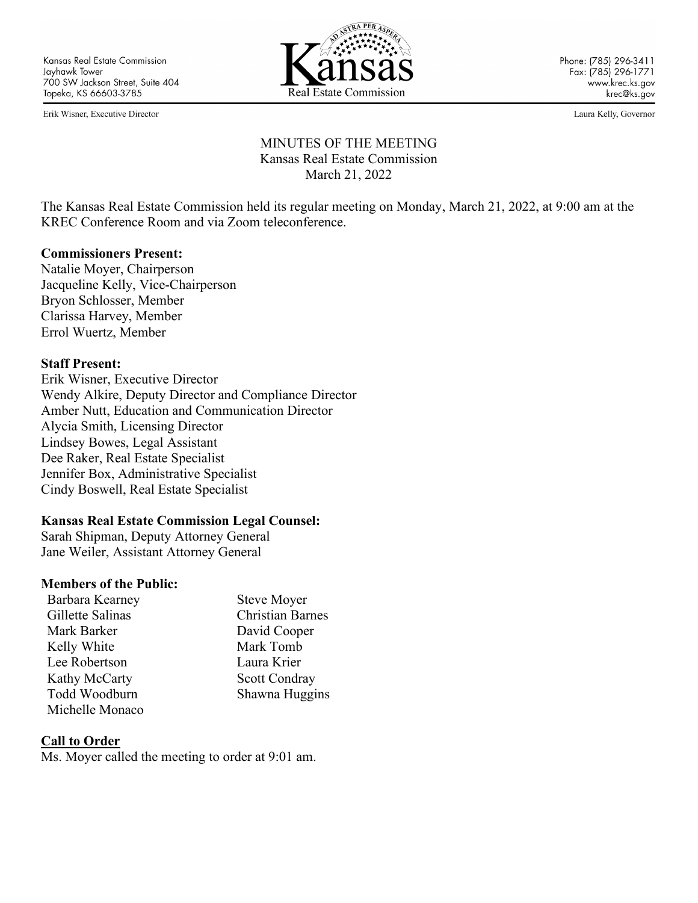Kansas Real Estate Commission
Jayhawk Tower
700 SW Jackson Street, Suite 404
Topeka, KS 66603-3785

Kansas Real Estate Commission

Phone: (785) 296-3411
Fax: (785) 296-1771
www.krec.ks.gov
krec@ks.gov

Erik Wisner, Executive Director

Laura Kelly, Governor

# MINUTES OF THE MEETING
Kansas Real Estate Commission
March 21, 2022

The Kansas Real Estate Commission held its regular meeting on Monday, March 21, 2022, at 9:00 am at the KREC Conference Room and via Zoom teleconference.

**Commissioners Present:**
Natalie Moyer, Chairperson
Jacqueline Kelly, Vice-Chairperson
Bryon Schlosser, Member
Clarissa Harvey, Member
Errol Wuertz, Member

**Staff Present:**
Erik Wisner, Executive Director
Wendy Alkire, Deputy Director and Compliance Director
Amber Nutt, Education and Communication Director
Alycia Smith, Licensing Director
Lindsey Bowes, Legal Assistant
Dee Raker, Real Estate Specialist
Jennifer Box, Administrative Specialist
Cindy Boswell, Real Estate Specialist

**Kansas Real Estate Commission Legal Counsel:**
Sarah Shipman, Deputy Attorney General
Jane Weiler, Assistant Attorney General

**Members of the Public:**

Barbara Kearney
Gillette Salinas
Mark Barker
Kelly White
Lee Robertson
Kathy McCarty
Todd Woodburn
Michelle Monaco
Steve Moyer
Christian Barnes
David Cooper
Mark Tomb
Laura Krier
Scott Condray
Shawna Huggins

## Call to Order
Ms. Moyer called the meeting to order at 9:01 am.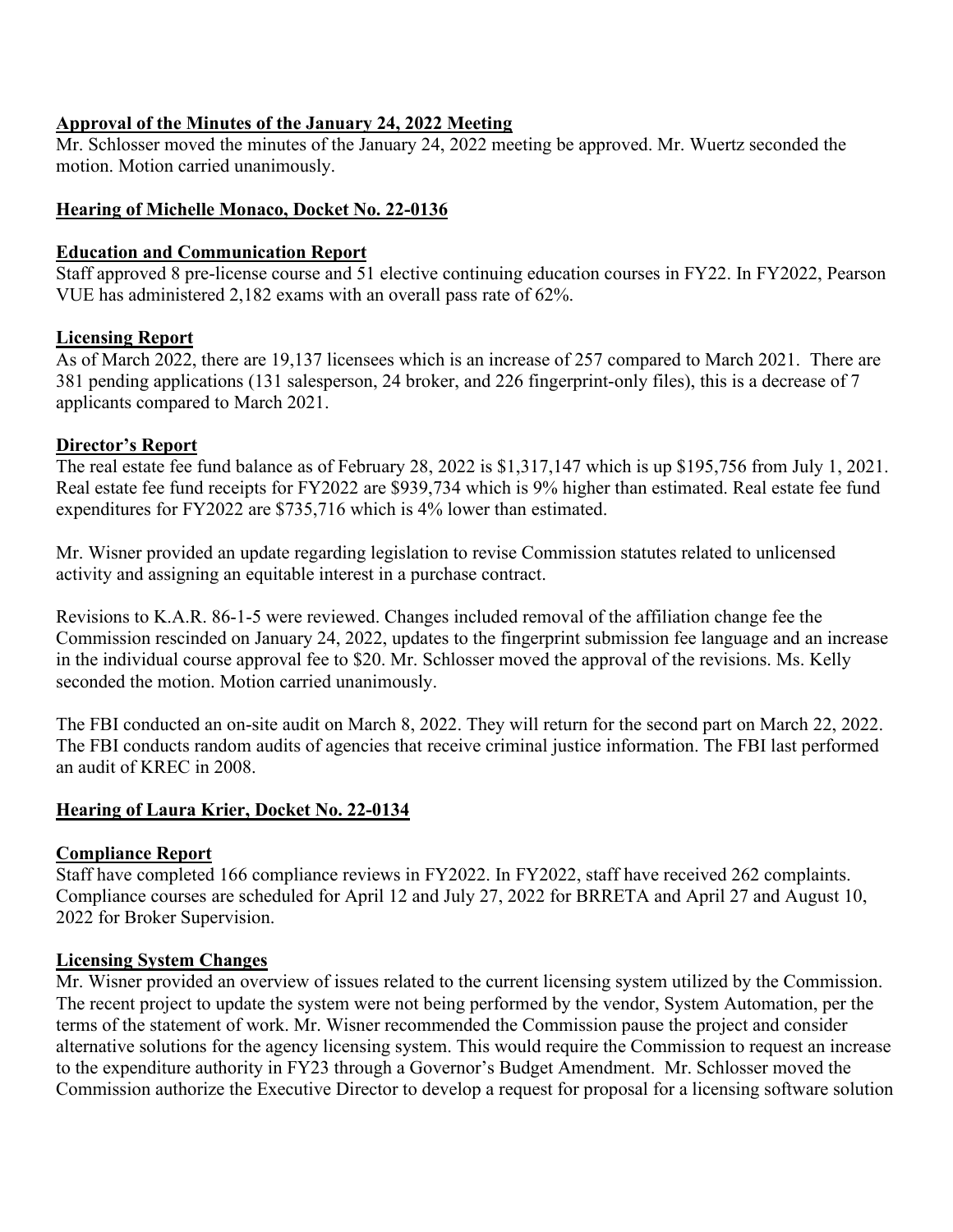**Approval of the Minutes of the January 24, 2022 Meeting**

Mr. Schlosser moved the minutes of the January 24, 2022 meeting be approved. Mr. Wuertz seconded the motion. Motion carried unanimously.

**Hearing of Michelle Monaco, Docket No. 22-0136**

**Education and Communication Report**

Staff approved 8 pre-license course and 51 elective continuing education courses in FY22. In FY2022, Pearson VUE has administered 2,182 exams with an overall pass rate of 62%.

**Licensing Report**

As of March 2022, there are 19,137 licensees which is an increase of 257 compared to March 2021. There are 381 pending applications (131 salesperson, 24 broker, and 226 fingerprint-only files), this is a decrease of 7 applicants compared to March 2021.

**Director's Report**

The real estate fee fund balance as of February 28, 2022 is $1,317,147 which is up $195,756 from July 1, 2021. Real estate fee fund receipts for FY2022 are $939,734 which is 9% higher than estimated. Real estate fee fund expenditures for FY2022 are $735,716 which is 4% lower than estimated.

Mr. Wisner provided an update regarding legislation to revise Commission statutes related to unlicensed activity and assigning an equitable interest in a purchase contract.

Revisions to K.A.R. 86-1-5 were reviewed. Changes included removal of the affiliation change fee the Commission rescinded on January 24, 2022, updates to the fingerprint submission fee language and an increase in the individual course approval fee to $20. Mr. Schlosser moved the approval of the revisions. Ms. Kelly seconded the motion. Motion carried unanimously.

The FBI conducted an on-site audit on March 8, 2022. They will return for the second part on March 22, 2022. The FBI conducts random audits of agencies that receive criminal justice information. The FBI last performed an audit of KREC in 2008.

**Hearing of Laura Krier, Docket No. 22-0134**

**Compliance Report**

Staff have completed 166 compliance reviews in FY2022. In FY2022, staff have received 262 complaints. Compliance courses are scheduled for April 12 and July 27, 2022 for BRRETA and April 27 and August 10, 2022 for Broker Supervision.

**Licensing System Changes**

Mr. Wisner provided an overview of issues related to the current licensing system utilized by the Commission. The recent project to update the system were not being performed by the vendor, System Automation, per the terms of the statement of work. Mr. Wisner recommended the Commission pause the project and consider alternative solutions for the agency licensing system. This would require the Commission to request an increase to the expenditure authority in FY23 through a Governor's Budget Amendment. Mr. Schlosser moved the Commission authorize the Executive Director to develop a request for proposal for a licensing software solution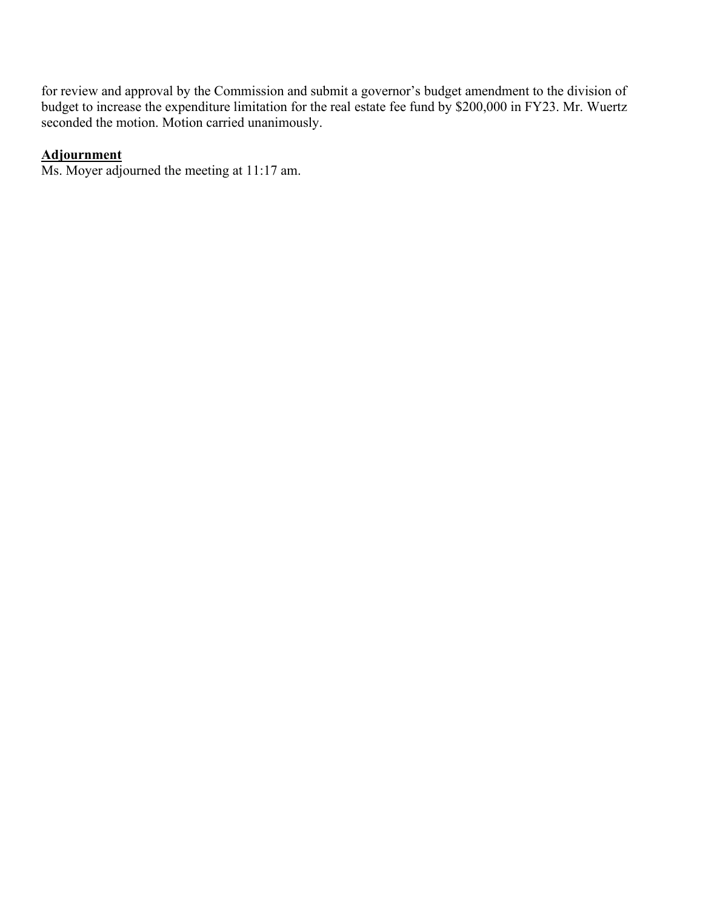for review and approval by the Commission and submit a governor's budget amendment to the division of budget to increase the expenditure limitation for the real estate fee fund by $200,000 in FY23. Mr. Wuertz seconded the motion. Motion carried unanimously.

**Adjournment**

Ms. Moyer adjourned the meeting at 11:17 am.